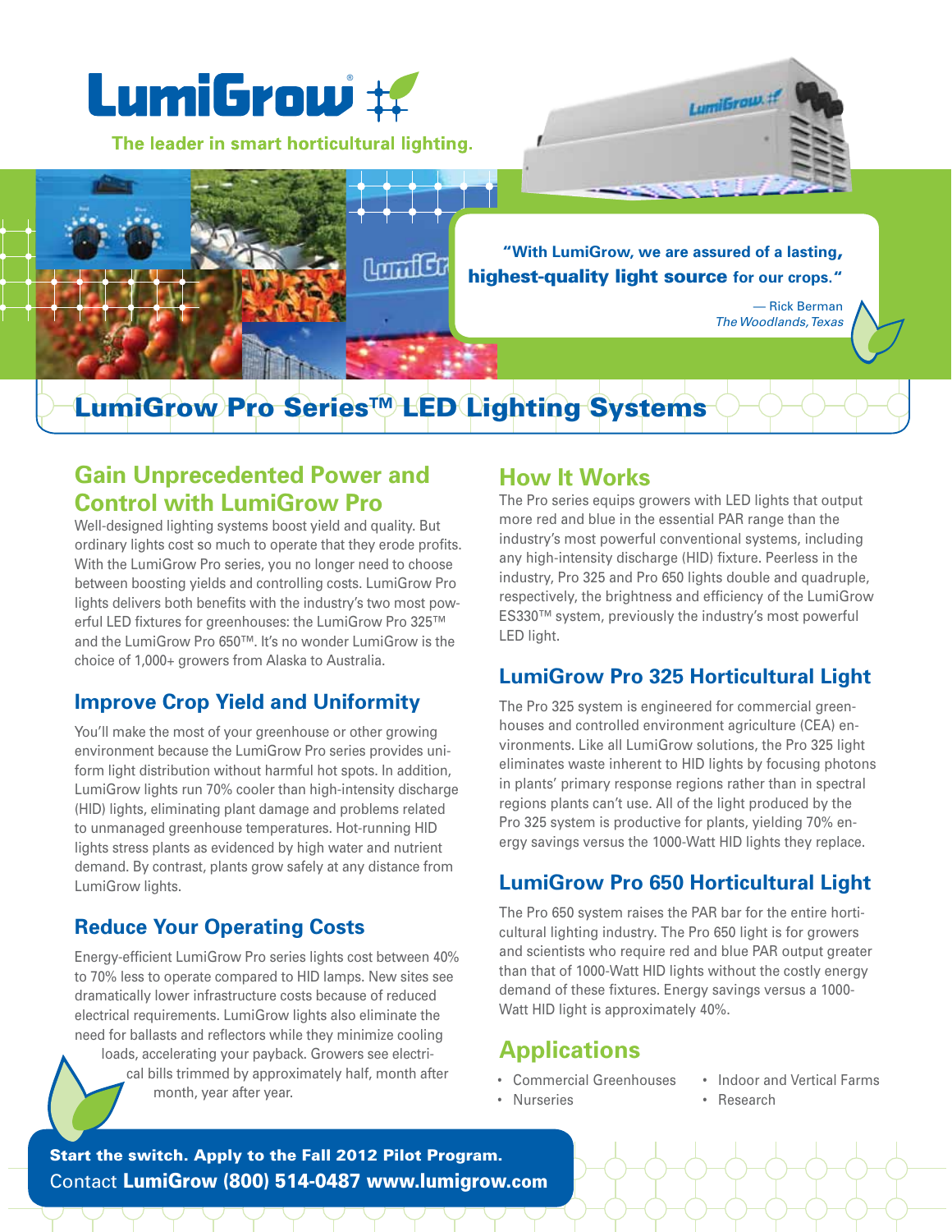# LumiGrow®

The leader in smart horticultural lighting.

> **"With LumiGrow, we are assured of a lasting, highest-quality light source for our crops."**
>
> — Rick Berman
> *The Woodlands, Texas*

# LumiGrow Pro Series™ LED Lighting Systems

## Gain Unprecedented Power and Control with LumiGrow Pro

Well-designed lighting systems boost yield and quality. But ordinary lights cost so much to operate that they erode profits. With the LumiGrow Pro series, you no longer need to choose between boosting yields and controlling costs. LumiGrow Pro lights delivers both benefits with the industry's two most powerful LED fixtures for greenhouses: the LumiGrow Pro 325™ and the LumiGrow Pro 650™. It's no wonder LumiGrow is the choice of 1,000+ growers from Alaska to Australia.

### Improve Crop Yield and Uniformity

You'll make the most of your greenhouse or other growing environment because the LumiGrow Pro series provides uniform light distribution without harmful hot spots. In addition, LumiGrow lights run 70% cooler than high-intensity discharge (HID) lights, eliminating plant damage and problems related to unmanaged greenhouse temperatures. Hot-running HID lights stress plants as evidenced by high water and nutrient demand. By contrast, plants grow safely at any distance from LumiGrow lights.

### Reduce Your Operating Costs

Energy-efficient LumiGrow Pro series lights cost between 40% to 70% less to operate compared to HID lamps. New sites see dramatically lower infrastructure costs because of reduced electrical requirements. LumiGrow lights also eliminate the need for ballasts and reflectors while they minimize cooling loads, accelerating your payback. Growers see electrical bills trimmed by approximately half, month after month, year after year.

## How It Works

The Pro series equips growers with LED lights that output more red and blue in the essential PAR range than the industry's most powerful conventional systems, including any high-intensity discharge (HID) fixture. Peerless in the industry, Pro 325 and Pro 650 lights double and quadruple, respectively, the brightness and efficiency of the LumiGrow ES330™ system, previously the industry's most powerful LED light.

### LumiGrow Pro 325 Horticultural Light

The Pro 325 system is engineered for commercial greenhouses and controlled environment agriculture (CEA) environments. Like all LumiGrow solutions, the Pro 325 light eliminates waste inherent to HID lights by focusing photons in plants' primary response regions rather than in spectral regions plants can't use. All of the light produced by the Pro 325 system is productive for plants, yielding 70% energy savings versus the 1000-Watt HID lights they replace.

### LumiGrow Pro 650 Horticultural Light

The Pro 650 system raises the PAR bar for the entire horticultural lighting industry. The Pro 650 light is for growers and scientists who require red and blue PAR output greater than that of 1000-Watt HID lights without the costly energy demand of these fixtures. Energy savings versus a 1000-Watt HID light is approximately 40%.

## Applications

- Commercial Greenhouses
- Nurseries
- Indoor and Vertical Farms
- Research

**Start the switch. Apply to the Fall 2012 Pilot Program.**
Contact **LumiGrow (800) 514-0487 www.lumigrow.com**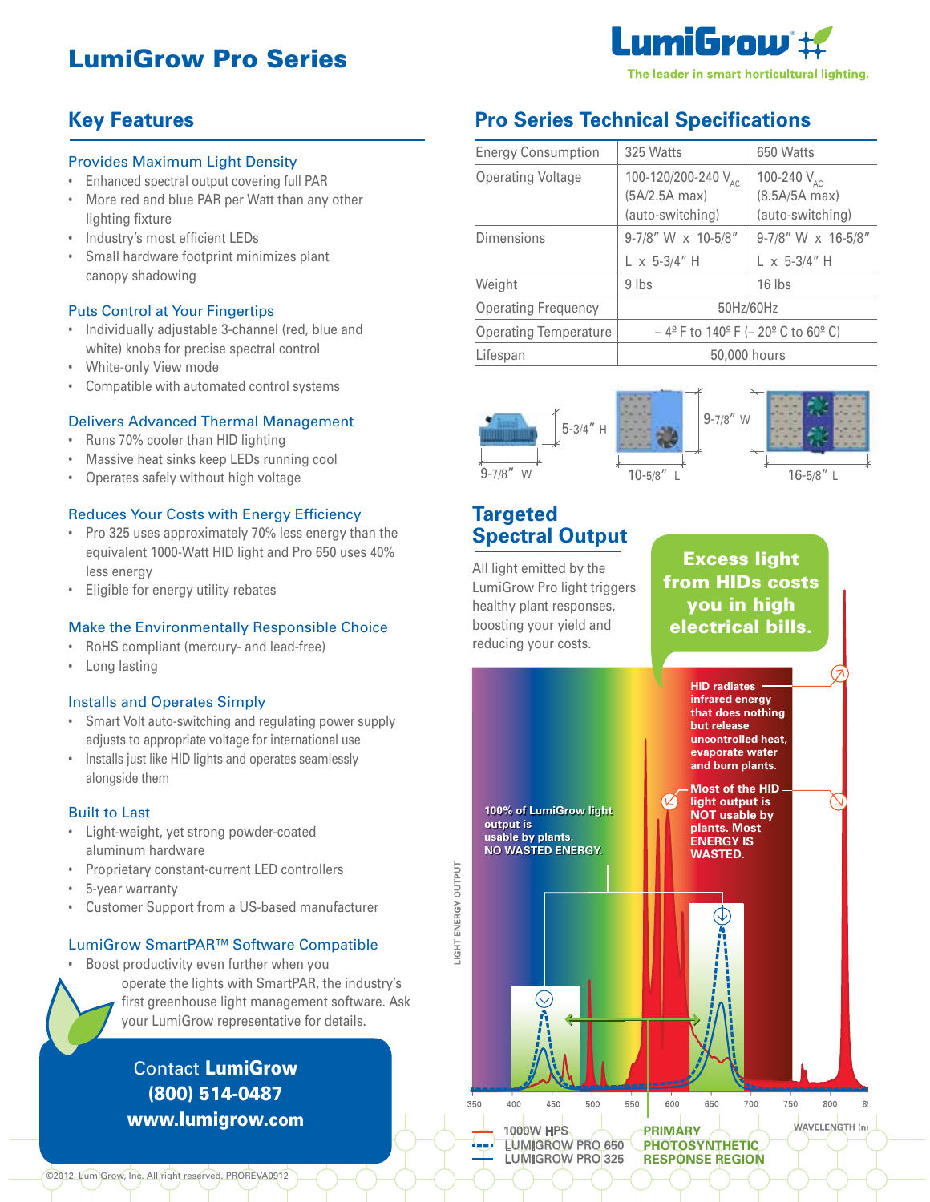# LumiGrow Pro Series

**LumiGrow** The leader in smart horticultural lighting.

## Key Features

### Provides Maximum Light Density

- Enhanced spectral output covering full PAR
- More red and blue PAR per Watt than any other lighting fixture
- Industry's most efficient LEDs
- Small hardware footprint minimizes plant canopy shadowing

### Puts Control at Your Fingertips

- Individually adjustable 3-channel (red, blue and white) knobs for precise spectral control
- White-only View mode
- Compatible with automated control systems

### Delivers Advanced Thermal Management

- Runs 70% cooler than HID lighting
- Massive heat sinks keep LEDs running cool
- Operates safely without high voltage

### Reduces Your Costs with Energy Efficiency

- Pro 325 uses approximately 70% less energy than the equivalent 1000-Watt HID light and Pro 650 uses 40% less energy
- Eligible for energy utility rebates

### Make the Environmentally Responsible Choice

- RoHS compliant (mercury- and lead-free)
- Long lasting

### Installs and Operates Simply

- Smart Volt auto-switching and regulating power supply adjusts to appropriate voltage for international use
- Installs just like HID lights and operates seamlessly alongside them

### Built to Last

- Light-weight, yet strong powder-coated aluminum hardware
- Proprietary constant-current LED controllers
- 5-year warranty
- Customer Support from a US-based manufacturer

### LumiGrow SmartPAR™ Software Compatible

- Boost productivity even further when you operate the lights with SmartPAR, the industry's first greenhouse light management software. Ask your LumiGrow representative for details.

Contact **LumiGrow**
**(800) 514-0487**
**www.lumigrow.com**

## Pro Series Technical Specifications

| | | |
|---|---|---|
| Energy Consumption | 325 Watts | 650 Watts |
| Operating Voltage | 100-120/200-240 $V_{AC}$ (5A/2.5A max) (auto-switching) | 100-240 $V_{AC}$ (8.5A/5A max) (auto-switching) |
| Dimensions | 9-7/8″ W x 10-5/8″ L x 5-3/4″ H | 9-7/8″ W x 16-5/8″ L x 5-3/4″ H |
| Weight | 9 lbs | 16 lbs |
| Operating Frequency | 50Hz/60Hz | |
| Operating Temperature | – 4º F to 140º F (– 20º C to 60º C) | |
| Lifespan | 50,000 hours | |

5-3/4″ H
9-7/8″ W
10-5/8″ L
9-7/8″ W
16-5/8″ L

## Targeted Spectral Output

All light emitted by the LumiGrow Pro light triggers healthy plant responses, boosting your yield and reducing your costs.

**Excess light from HIDs costs you in high electrical bills.**

HID radiates infrared energy that does nothing but release uncontrolled heat, evaporate water and burn plants.

Most of the HID light output is NOT usable by plants. Most ENERGY IS WASTED.

100% of LumiGrow light output is usable by plants. NO WASTED ENERGY.

LIGHT ENERGY OUTPUT

350 400 450 500 550 600 650 700 750 800

WAVELENGTH (nm)

1000W HPS
LUMIGROW PRO 650
LUMIGROW PRO 325

PRIMARY PHOTOSYNTHETIC RESPONSE REGION

©2012. LumiGrow, Inc. All right reserved. PROREVA0912